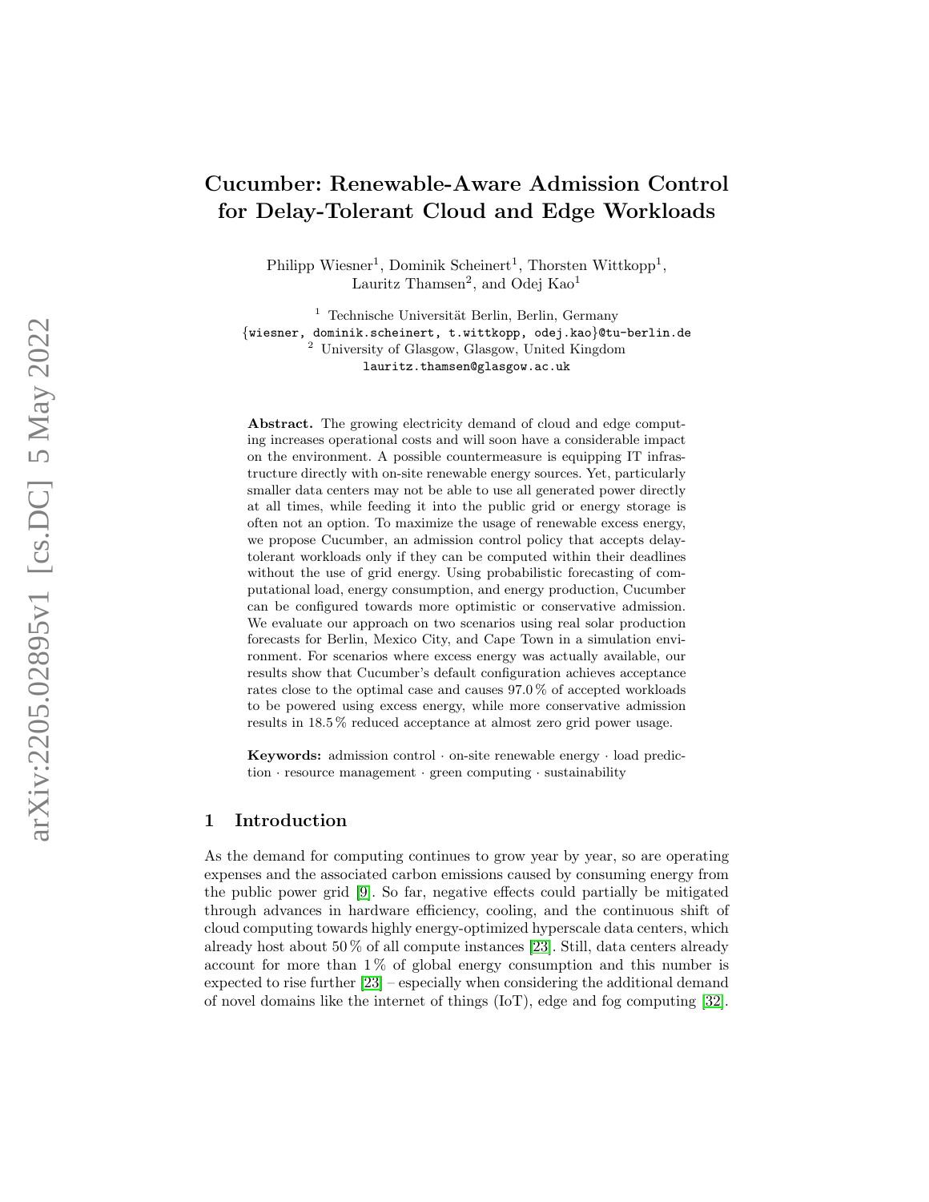# Cucumber: Renewable-Aware Admission Control for Delay-Tolerant Cloud and Edge Workloads

Philipp Wiesner[1], Dominik Scheinert[1], Thorsten Wittkopp[1], Lauritz Thamsen[2], and Odej Kao[1]

[1] Technische Universität Berlin, Berlin, Germany
{wiesner, dominik.scheinert, t.wittkopp, odej.kao}@tu-berlin.de
[2] University of Glasgow, Glasgow, United Kingdom
lauritz.thamsen@glasgow.ac.uk

**Abstract.** The growing electricity demand of cloud and edge computing increases operational costs and will soon have a considerable impact on the environment. A possible countermeasure is equipping IT infrastructure directly with on-site renewable energy sources. Yet, particularly smaller data centers may not be able to use all generated power directly at all times, while feeding it into the public grid or energy storage is often not an option. To maximize the usage of renewable excess energy, we propose Cucumber, an admission control policy that accepts delay-tolerant workloads only if they can be computed within their deadlines without the use of grid energy. Using probabilistic forecasting of computational load, energy consumption, and energy production, Cucumber can be configured towards more optimistic or conservative admission. We evaluate our approach on two scenarios using real solar production forecasts for Berlin, Mexico City, and Cape Town in a simulation environment. For scenarios where excess energy was actually available, our results show that Cucumber's default configuration achieves acceptance rates close to the optimal case and causes 97.0 % of accepted workloads to be powered using excess energy, while more conservative admission results in 18.5 % reduced acceptance at almost zero grid power usage.

**Keywords:** admission control · on-site renewable energy · load prediction · resource management · green computing · sustainability

## 1 Introduction

As the demand for computing continues to grow year by year, so are operating expenses and the associated carbon emissions caused by consuming energy from the public power grid [9]. So far, negative effects could partially be mitigated through advances in hardware efficiency, cooling, and the continuous shift of cloud computing towards highly energy-optimized hyperscale data centers, which already host about 50 % of all compute instances [23]. Still, data centers already account for more than 1 % of global energy consumption and this number is expected to rise further [23] – especially when considering the additional demand of novel domains like the internet of things (IoT), edge and fog computing [32].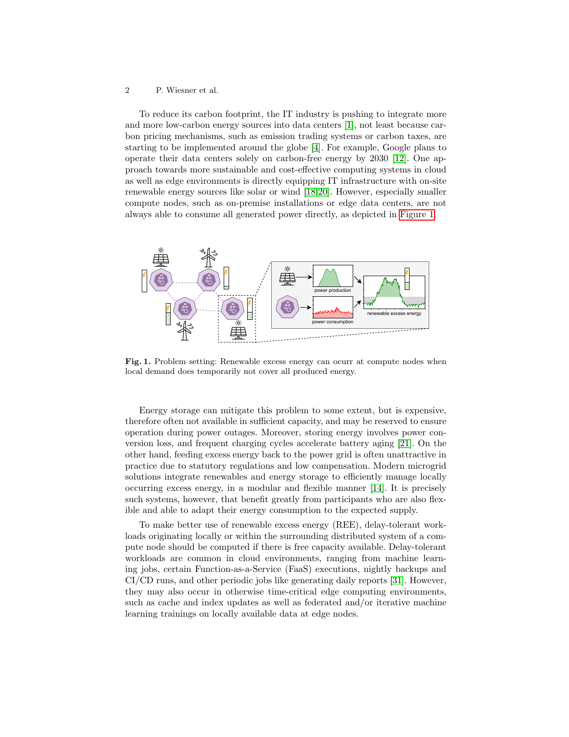To reduce its carbon footprint, the IT industry is pushing to integrate more and more low-carbon energy sources into data centers [1], not least because carbon pricing mechanisms, such as emission trading systems or carbon taxes, are starting to be implemented around the globe [4]. For example, Google plans to operate their data centers solely on carbon-free energy by 2030 [12]. One approach towards more sustainable and cost-effective computing systems in cloud as well as edge environments is directly equipping IT infrastructure with on-site renewable energy sources like solar or wind [18,20]. However, especially smaller compute nodes, such as on-premise installations or edge data centers, are not always able to consume all generated power directly, as depicted in Figure 1.

**Fig. 1.** Problem setting: Renewable excess energy can ocurr at compute nodes when local demand does temporarily not cover all produced energy.

Energy storage can mitigate this problem to some extent, but is expensive, therefore often not available in sufficient capacity, and may be reserved to ensure operation during power outages. Moreover, storing energy involves power conversion loss, and frequent charging cycles accelerate battery aging [21]. On the other hand, feeding excess energy back to the power grid is often unattractive in practice due to statutory regulations and low compensation. Modern microgrid solutions integrate renewables and energy storage to efficiently manage locally occurring excess energy, in a modular and flexible manner [14]. It is precisely such systems, however, that benefit greatly from participants who are also flexible and able to adapt their energy consumption to the expected supply.

To make better use of renewable excess energy (REE), delay-tolerant workloads originating locally or within the surrounding distributed system of a compute node should be computed if there is free capacity available. Delay-tolerant workloads are common in cloud environments, ranging from machine learning jobs, certain Function-as-a-Service (FaaS) executions, nightly backups and CI/CD runs, and other periodic jobs like generating daily reports [31]. However, they may also occur in otherwise time-critical edge computing environments, such as cache and index updates as well as federated and/or iterative machine learning trainings on locally available data at edge nodes.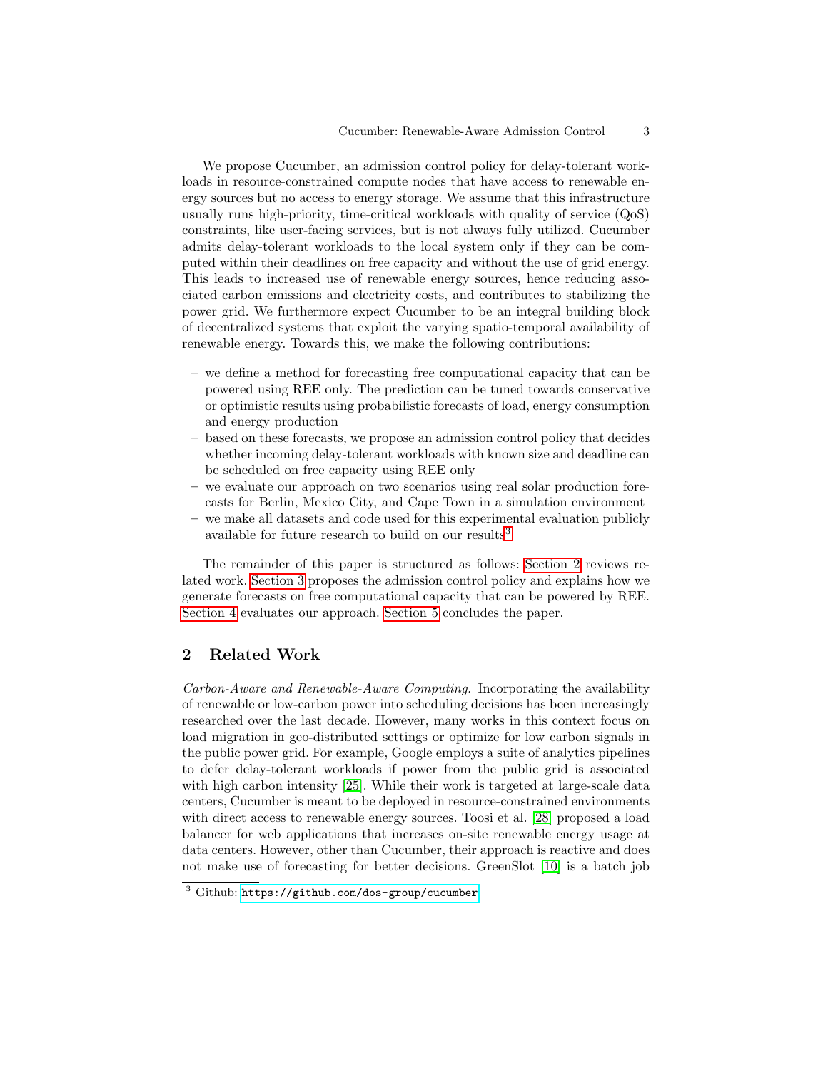We propose Cucumber, an admission control policy for delay-tolerant workloads in resource-constrained compute nodes that have access to renewable energy sources but no access to energy storage. We assume that this infrastructure usually runs high-priority, time-critical workloads with quality of service (QoS) constraints, like user-facing services, but is not always fully utilized. Cucumber admits delay-tolerant workloads to the local system only if they can be computed within their deadlines on free capacity and without the use of grid energy. This leads to increased use of renewable energy sources, hence reducing associated carbon emissions and electricity costs, and contributes to stabilizing the power grid. We furthermore expect Cucumber to be an integral building block of decentralized systems that exploit the varying spatio-temporal availability of renewable energy. Towards this, we make the following contributions:

- we define a method for forecasting free computational capacity that can be powered using REE only. The prediction can be tuned towards conservative or optimistic results using probabilistic forecasts of load, energy consumption and energy production
- based on these forecasts, we propose an admission control policy that decides whether incoming delay-tolerant workloads with known size and deadline can be scheduled on free capacity using REE only
- we evaluate our approach on two scenarios using real solar production forecasts for Berlin, Mexico City, and Cape Town in a simulation environment
- we make all datasets and code used for this experimental evaluation publicly available for future research to build on our results[3]

The remainder of this paper is structured as follows: Section 2 reviews related work. Section 3 proposes the admission control policy and explains how we generate forecasts on free computational capacity that can be powered by REE. Section 4 evaluates our approach. Section 5 concludes the paper.

## 2 Related Work

*Carbon-Aware and Renewable-Aware Computing.* Incorporating the availability of renewable or low-carbon power into scheduling decisions has been increasingly researched over the last decade. However, many works in this context focus on load migration in geo-distributed settings or optimize for low carbon signals in the public power grid. For example, Google employs a suite of analytics pipelines to defer delay-tolerant workloads if power from the public grid is associated with high carbon intensity [25]. While their work is targeted at large-scale data centers, Cucumber is meant to be deployed in resource-constrained environments with direct access to renewable energy sources. Toosi et al. [28] proposed a load balancer for web applications that increases on-site renewable energy usage at data centers. However, other than Cucumber, their approach is reactive and does not make use of forecasting for better decisions. GreenSlot [10] is a batch job

[3] Github: https://github.com/dos-group/cucumber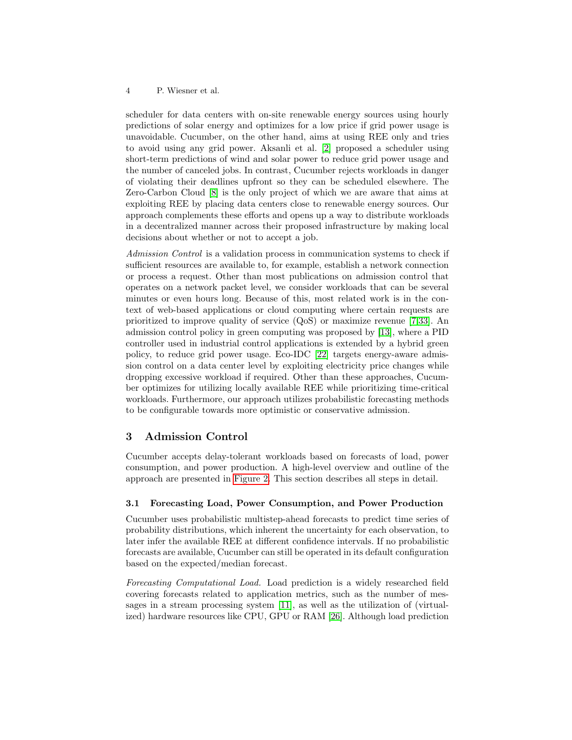scheduler for data centers with on-site renewable energy sources using hourly predictions of solar energy and optimizes for a low price if grid power usage is unavoidable. Cucumber, on the other hand, aims at using REE only and tries to avoid using any grid power. Aksanli et al. [2] proposed a scheduler using short-term predictions of wind and solar power to reduce grid power usage and the number of canceled jobs. In contrast, Cucumber rejects workloads in danger of violating their deadlines upfront so they can be scheduled elsewhere. The Zero-Carbon Cloud [8] is the only project of which we are aware that aims at exploiting REE by placing data centers close to renewable energy sources. Our approach complements these efforts and opens up a way to distribute workloads in a decentralized manner across their proposed infrastructure by making local decisions about whether or not to accept a job.

*Admission Control* is a validation process in communication systems to check if sufficient resources are available to, for example, establish a network connection or process a request. Other than most publications on admission control that operates on a network packet level, we consider workloads that can be several minutes or even hours long. Because of this, most related work is in the context of web-based applications or cloud computing where certain requests are prioritized to improve quality of service (QoS) or maximize revenue [7,33]. An admission control policy in green computing was proposed by [13], where a PID controller used in industrial control applications is extended by a hybrid green policy, to reduce grid power usage. Eco-IDC [22] targets energy-aware admission control on a data center level by exploiting electricity price changes while dropping excessive workload if required. Other than these approaches, Cucumber optimizes for utilizing locally available REE while prioritizing time-critical workloads. Furthermore, our approach utilizes probabilistic forecasting methods to be configurable towards more optimistic or conservative admission.

## 3 Admission Control

Cucumber accepts delay-tolerant workloads based on forecasts of load, power consumption, and power production. A high-level overview and outline of the approach are presented in Figure 2. This section describes all steps in detail.

### 3.1 Forecasting Load, Power Consumption, and Power Production

Cucumber uses probabilistic multistep-ahead forecasts to predict time series of probability distributions, which inherent the uncertainty for each observation, to later infer the available REE at different confidence intervals. If no probabilistic forecasts are available, Cucumber can still be operated in its default configuration based on the expected/median forecast.

*Forecasting Computational Load.* Load prediction is a widely researched field covering forecasts related to application metrics, such as the number of messages in a stream processing system [11], as well as the utilization of (virtualized) hardware resources like CPU, GPU or RAM [26]. Although load prediction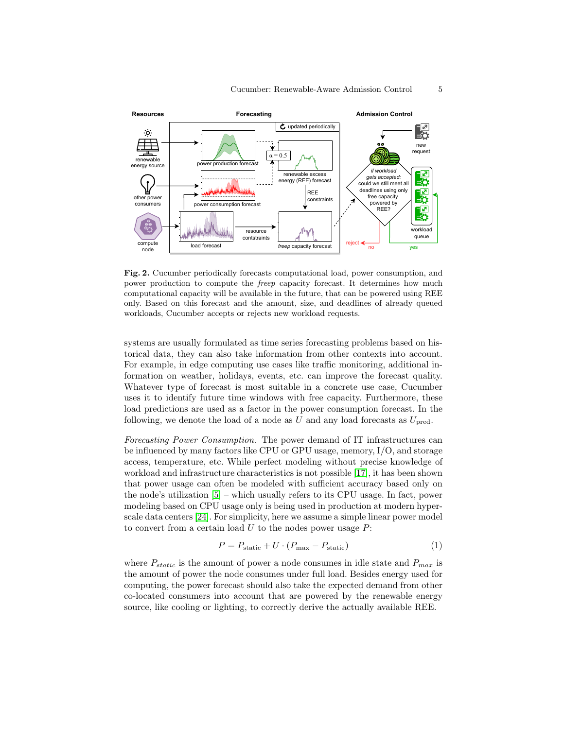**Fig. 2.** Cucumber periodically forecasts computational load, power consumption, and power production to compute the *freep* capacity forecast. It determines how much computational capacity will be available in the future, that can be powered using REE only. Based on this forecast and the amount, size, and deadlines of already queued workloads, Cucumber accepts or rejects new workload requests.

systems are usually formulated as time series forecasting problems based on historical data, they can also take information from other contexts into account. For example, in edge computing use cases like traffic monitoring, additional information on weather, holidays, events, etc. can improve the forecast quality. Whatever type of forecast is most suitable in a concrete use case, Cucumber uses it to identify future time windows with free capacity. Furthermore, these load predictions are used as a factor in the power consumption forecast. In the following, we denote the load of a node as $U$ and any load forecasts as $U_{\text{pred}}$.

*Forecasting Power Consumption.* The power demand of IT infrastructures can be influenced by many factors like CPU or GPU usage, memory, I/O, and storage access, temperature, etc. While perfect modeling without precise knowledge of workload and infrastructure characteristics is not possible [17], it has been shown that power usage can often be modeled with sufficient accuracy based only on the node's utilization [5] – which usually refers to its CPU usage. In fact, power modeling based on CPU usage only is being used in production at modern hyperscale data centers [24]. For simplicity, here we assume a simple linear power model to convert from a certain load $U$ to the nodes power usage $P$:

$$P = P_{\text{static}} + U \cdot (P_{\text{max}} - P_{\text{static}}) \tag{1}$$

where $P_{static}$ is the amount of power a node consumes in idle state and $P_{max}$ is the amount of power the node consumes under full load. Besides energy used for computing, the power forecast should also take the expected demand from other co-located consumers into account that are powered by the renewable energy source, like cooling or lighting, to correctly derive the actually available REE.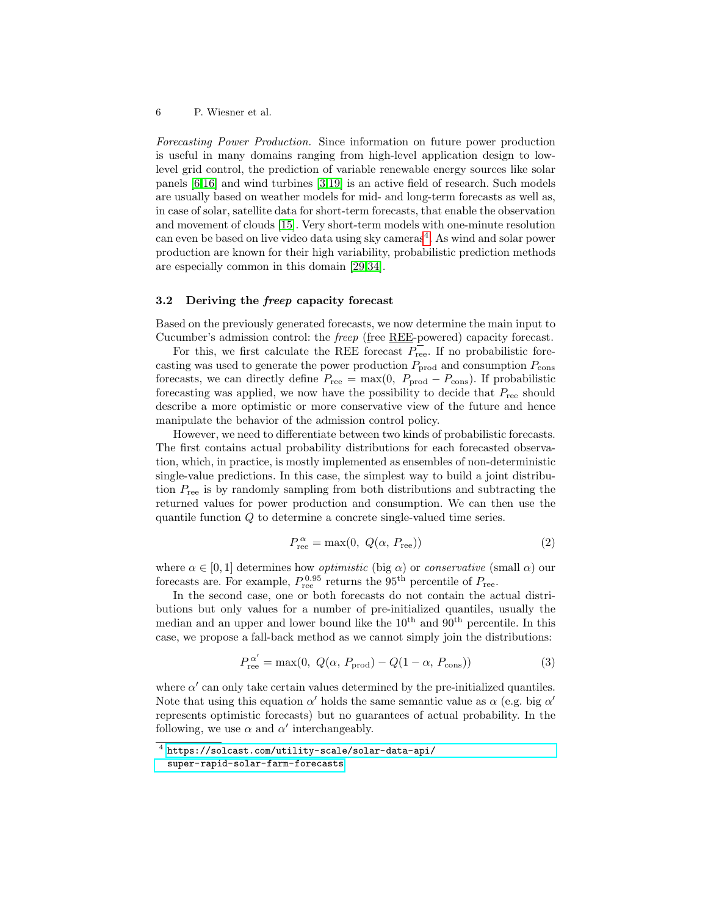*Forecasting Power Production.* Since information on future power production is useful in many domains ranging from high-level application design to low-level grid control, the prediction of variable renewable energy sources like solar panels [6,16] and wind turbines [3,19] is an active field of research. Such models are usually based on weather models for mid- and long-term forecasts as well as, in case of solar, satellite data for short-term forecasts, that enable the observation and movement of clouds [15]. Very short-term models with one-minute resolution can even be based on live video data using sky cameras[4]. As wind and solar power production are known for their high variability, probabilistic prediction methods are especially common in this domain [29,34].

### 3.2 Deriving the *freep* capacity forecast

Based on the previously generated forecasts, we now determine the main input to Cucumber's admission control: the *freep* (free REE-powered) capacity forecast.

For this, we first calculate the REE forecast $P_{\text{ree}}$. If no probabilistic forecasting was used to generate the power production $P_{\text{prod}}$ and consumption $P_{\text{cons}}$ forecasts, we can directly define $P_{\text{ree}} = \max(0,\ P_{\text{prod}} - P_{\text{cons}})$. If probabilistic forecasting was applied, we now have the possibility to decide that $P_{\text{ree}}$ should describe a more optimistic or more conservative view of the future and hence manipulate the behavior of the admission control policy.

However, we need to differentiate between two kinds of probabilistic forecasts. The first contains actual probability distributions for each forecasted observation, which, in practice, is mostly implemented as ensembles of non-deterministic single-value predictions. In this case, the simplest way to build a joint distribution $P_{\text{ree}}$ is by randomly sampling from both distributions and subtracting the returned values for power production and consumption. We can then use the quantile function $Q$ to determine a concrete single-valued time series.

$$P_{\text{ree}}^{\alpha} = \max(0,\ Q(\alpha,\ P_{\text{ree}})) \tag{2}$$

where $\alpha \in [0, 1]$ determines how *optimistic* (big $\alpha$) or *conservative* (small $\alpha$) our forecasts are. For example, $P_{\text{ree}}^{0.95}$ returns the $95^{\text{th}}$ percentile of $P_{\text{ree}}$.

In the second case, one or both forecasts do not contain the actual distributions but only values for a number of pre-initialized quantiles, usually the median and an upper and lower bound like the $10^{\text{th}}$ and $90^{\text{th}}$ percentile. In this case, we propose a fall-back method as we cannot simply join the distributions:

$$P_{\text{ree}}^{\alpha'} = \max(0,\ Q(\alpha,\ P_{\text{prod}}) - Q(1 - \alpha,\ P_{\text{cons}})) \tag{3}$$

where $\alpha'$ can only take certain values determined by the pre-initialized quantiles. Note that using this equation $\alpha'$ holds the same semantic value as $\alpha$ (e.g. big $\alpha'$ represents optimistic forecasts) but no guarantees of actual probability. In the following, we use $\alpha$ and $\alpha'$ interchangeably.

[4] https://solcast.com/utility-scale/solar-data-api/super-rapid-solar-farm-forecasts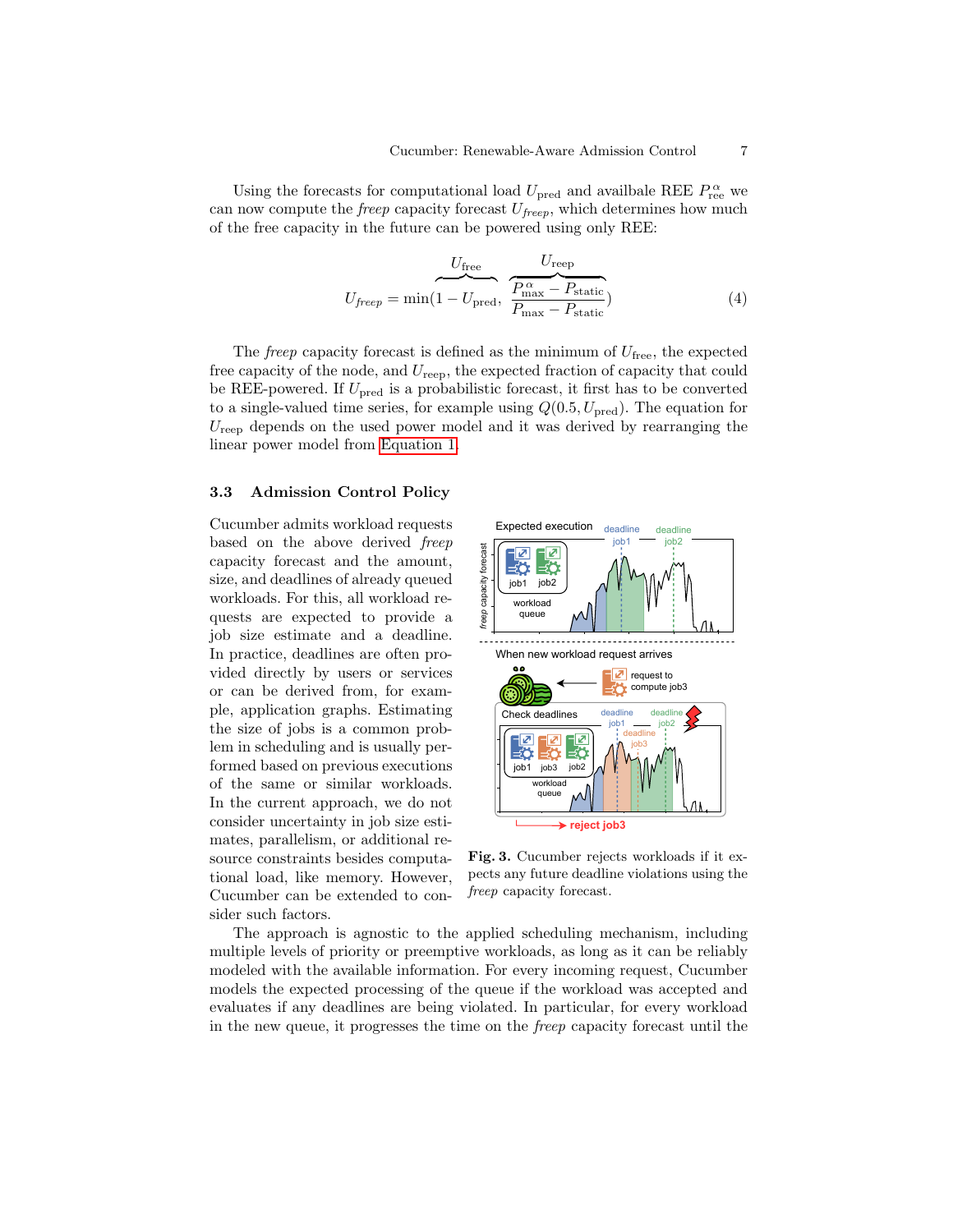Using the forecasts for computational load $U_{\text{pred}}$ and availbale REE $P_{\text{ree}}^{\alpha}$ we can now compute the *freep* capacity forecast $U_{freep}$, which determines how much of the free capacity in the future can be powered using only REE:

$$U_{freep} = \min(\overbrace{1 - U_{\text{pred}}}^{U_{\text{free}}}, \overbrace{\frac{P_{\text{max}}^{\alpha} - P_{\text{static}}}{P_{\text{max}} - P_{\text{static}}}}^{U_{\text{reep}}}) \tag{4}$$

The *freep* capacity forecast is defined as the minimum of $U_{\text{free}}$, the expected free capacity of the node, and $U_{\text{reep}}$, the expected fraction of capacity that could be REE-powered. If $U_{\text{pred}}$ is a probabilistic forecast, it first has to be converted to a single-valued time series, for example using $Q(0.5, U_{\text{pred}})$. The equation for $U_{\text{reep}}$ depends on the used power model and it was derived by rearranging the linear power model from Equation 1.

### 3.3 Admission Control Policy

Cucumber admits workload requests based on the above derived *freep* capacity forecast and the amount, size, and deadlines of already queued workloads. For this, all workload requests are expected to provide a job size estimate and a deadline. In practice, deadlines are often provided directly by users or services or can be derived from, for example, application graphs. Estimating the size of jobs is a common problem in scheduling and is usually performed based on previous executions of the same or similar workloads. In the current approach, we do not consider uncertainty in job size estimates, parallelism, or additional resource constraints besides computational load, like memory. However, Cucumber can be extended to consider such factors.

**Fig. 3.** Cucumber rejects workloads if it expects any future deadline violations using the *freep* capacity forecast.

The approach is agnostic to the applied scheduling mechanism, including multiple levels of priority or preemptive workloads, as long as it can be reliably modeled with the available information. For every incoming request, Cucumber models the expected processing of the queue if the workload was accepted and evaluates if any deadlines are being violated. In particular, for every workload in the new queue, it progresses the time on the *freep* capacity forecast until the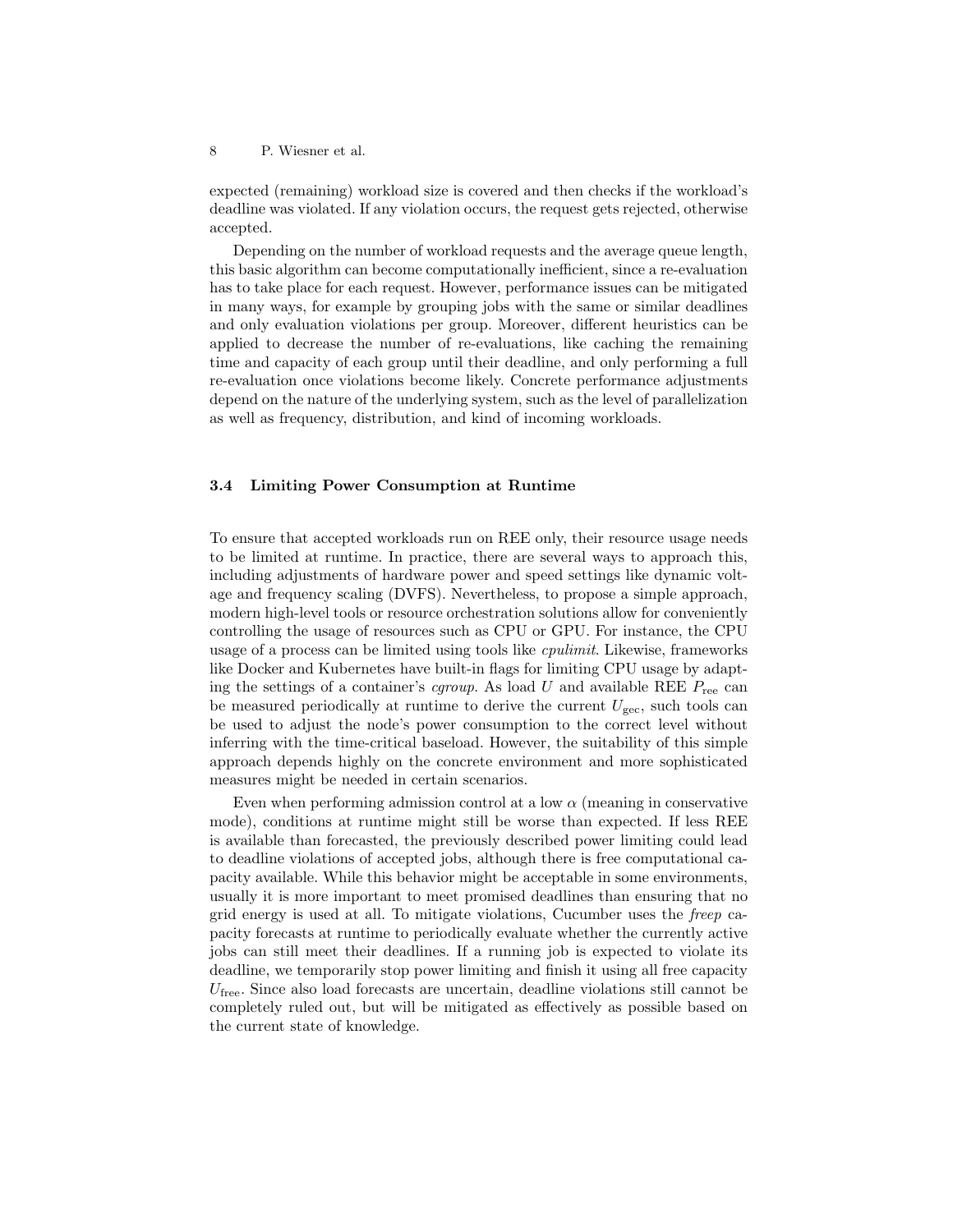expected (remaining) workload size is covered and then checks if the workload's deadline was violated. If any violation occurs, the request gets rejected, otherwise accepted.

Depending on the number of workload requests and the average queue length, this basic algorithm can become computationally inefficient, since a re-evaluation has to take place for each request. However, performance issues can be mitigated in many ways, for example by grouping jobs with the same or similar deadlines and only evaluation violations per group. Moreover, different heuristics can be applied to decrease the number of re-evaluations, like caching the remaining time and capacity of each group until their deadline, and only performing a full re-evaluation once violations become likely. Concrete performance adjustments depend on the nature of the underlying system, such as the level of parallelization as well as frequency, distribution, and kind of incoming workloads.

### 3.4 Limiting Power Consumption at Runtime

To ensure that accepted workloads run on REE only, their resource usage needs to be limited at runtime. In practice, there are several ways to approach this, including adjustments of hardware power and speed settings like dynamic voltage and frequency scaling (DVFS). Nevertheless, to propose a simple approach, modern high-level tools or resource orchestration solutions allow for conveniently controlling the usage of resources such as CPU or GPU. For instance, the CPU usage of a process can be limited using tools like *cpulimit*. Likewise, frameworks like Docker and Kubernetes have built-in flags for limiting CPU usage by adapting the settings of a container's *cgroup*. As load $U$ and available REE $P_{\text{ree}}$ can be measured periodically at runtime to derive the current $U_{\text{gec}}$, such tools can be used to adjust the node's power consumption to the correct level without inferring with the time-critical baseload. However, the suitability of this simple approach depends highly on the concrete environment and more sophisticated measures might be needed in certain scenarios.

Even when performing admission control at a low $\alpha$ (meaning in conservative mode), conditions at runtime might still be worse than expected. If less REE is available than forecasted, the previously described power limiting could lead to deadline violations of accepted jobs, although there is free computational capacity available. While this behavior might be acceptable in some environments, usually it is more important to meet promised deadlines than ensuring that no grid energy is used at all. To mitigate violations, Cucumber uses the *freep* capacity forecasts at runtime to periodically evaluate whether the currently active jobs can still meet their deadlines. If a running job is expected to violate its deadline, we temporarily stop power limiting and finish it using all free capacity $U_{\text{free}}$. Since also load forecasts are uncertain, deadline violations still cannot be completely ruled out, but will be mitigated as effectively as possible based on the current state of knowledge.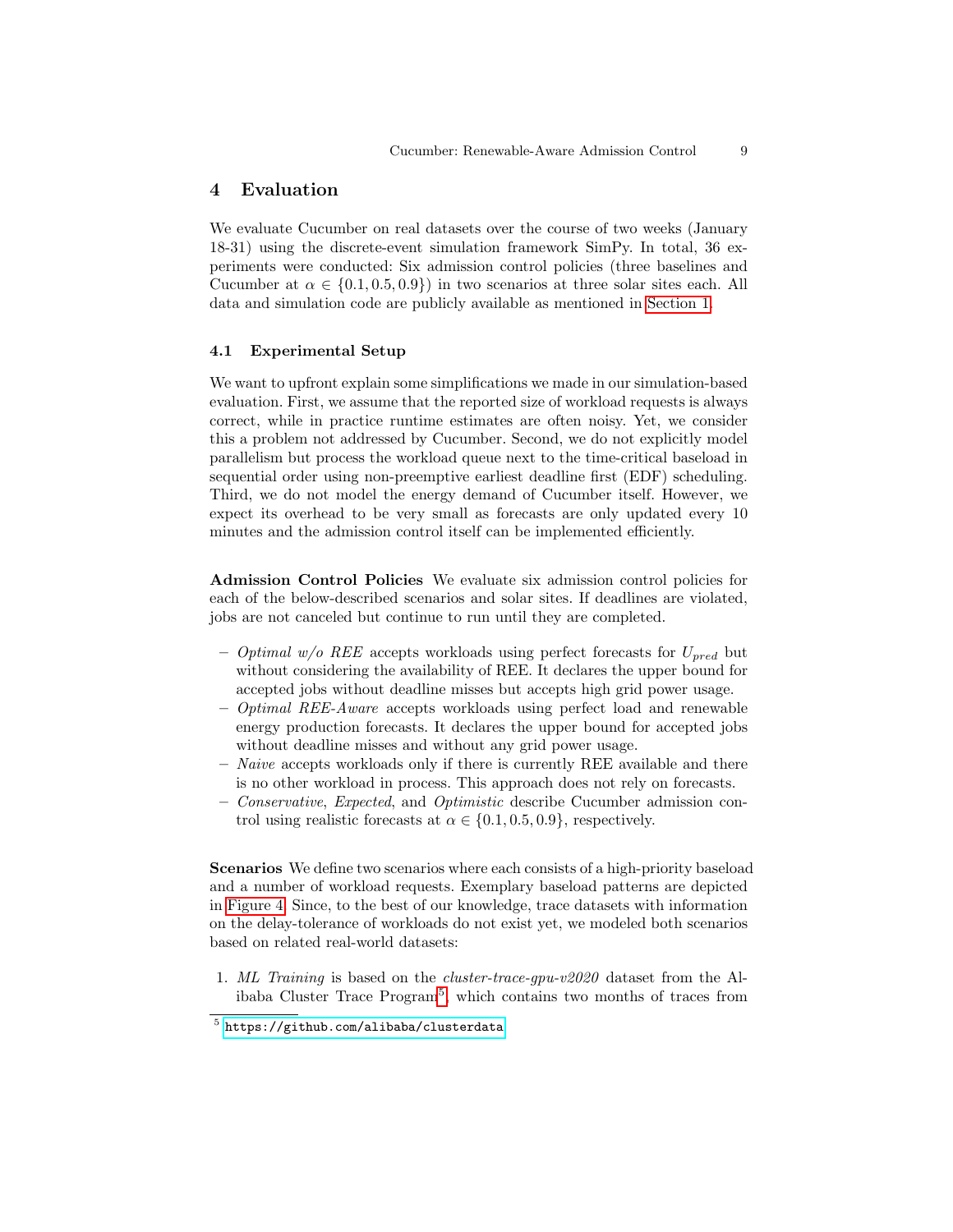## 4 Evaluation

We evaluate Cucumber on real datasets over the course of two weeks (January 18-31) using the discrete-event simulation framework SimPy. In total, 36 experiments were conducted: Six admission control policies (three baselines and Cucumber at $\alpha \in \{0.1, 0.5, 0.9\}$) in two scenarios at three solar sites each. All data and simulation code are publicly available as mentioned in Section 1.

### 4.1 Experimental Setup

We want to upfront explain some simplifications we made in our simulation-based evaluation. First, we assume that the reported size of workload requests is always correct, while in practice runtime estimates are often noisy. Yet, we consider this a problem not addressed by Cucumber. Second, we do not explicitly model parallelism but process the workload queue next to the time-critical baseload in sequential order using non-preemptive earliest deadline first (EDF) scheduling. Third, we do not model the energy demand of Cucumber itself. However, we expect its overhead to be very small as forecasts are only updated every 10 minutes and the admission control itself can be implemented efficiently.

**Admission Control Policies** We evaluate six admission control policies for each of the below-described scenarios and solar sites. If deadlines are violated, jobs are not canceled but continue to run until they are completed.

- *Optimal w/o REE* accepts workloads using perfect forecasts for $U_{pred}$ but without considering the availability of REE. It declares the upper bound for accepted jobs without deadline misses but accepts high grid power usage.
- *Optimal REE-Aware* accepts workloads using perfect load and renewable energy production forecasts. It declares the upper bound for accepted jobs without deadline misses and without any grid power usage.
- *Naive* accepts workloads only if there is currently REE available and there is no other workload in process. This approach does not rely on forecasts.
- *Conservative*, *Expected*, and *Optimistic* describe Cucumber admission control using realistic forecasts at $\alpha \in \{0.1, 0.5, 0.9\}$, respectively.

**Scenarios** We define two scenarios where each consists of a high-priority baseload and a number of workload requests. Exemplary baseload patterns are depicted in Figure 4. Since, to the best of our knowledge, trace datasets with information on the delay-tolerance of workloads do not exist yet, we modeled both scenarios based on related real-world datasets:

1. *ML Training* is based on the *cluster-trace-gpu-v2020* dataset from the Alibaba Cluster Trace Program[5] which contains two months of traces from

[5] https://github.com/alibaba/clusterdata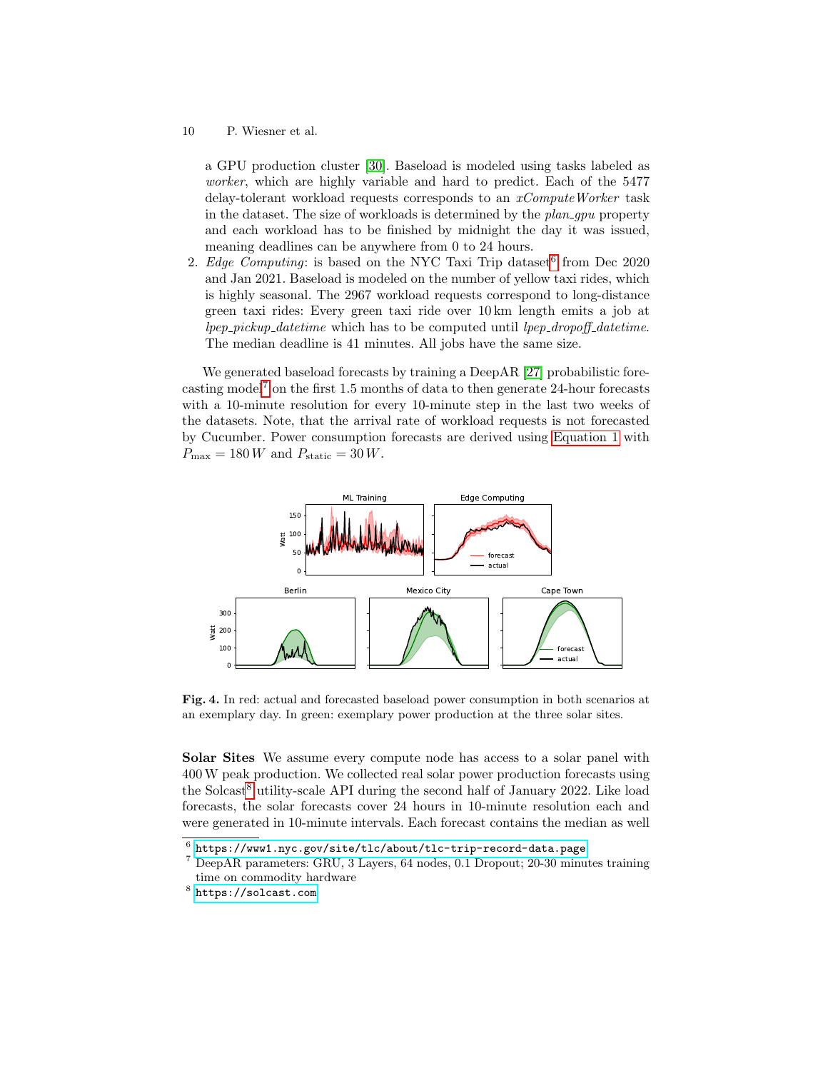a GPU production cluster [30]. Baseload is modeled using tasks labeled as *worker*, which are highly variable and hard to predict. Each of the 5477 delay-tolerant workload requests corresponds to an *xComputeWorker* task in the dataset. The size of workloads is determined by the *plan_gpu* property and each workload has to be finished by midnight the day it was issued, meaning deadlines can be anywhere from 0 to 24 hours.

2. *Edge Computing*: is based on the NYC Taxi Trip dataset[6] from Dec 2020 and Jan 2021. Baseload is modeled on the number of yellow taxi rides, which is highly seasonal. The 2967 workload requests correspond to long-distance green taxi rides: Every green taxi ride over 10 km length emits a job at *lpep_pickup_datetime* which has to be computed until *lpep_dropoff_datetime*. The median deadline is 41 minutes. All jobs have the same size.

We generated baseload forecasts by training a DeepAR [27] probabilistic forecasting model[7] on the first 1.5 months of data to then generate 24-hour forecasts with a 10-minute resolution for every 10-minute step in the last two weeks of the datasets. Note, that the arrival rate of workload requests is not forecasted by Cucumber. Power consumption forecasts are derived using Equation 1 with $P_{\text{max}} = 180\,W$ and $P_{\text{static}} = 30\,W$.

**Fig. 4.** In red: actual and forecasted baseload power consumption in both scenarios at an exemplary day. In green: exemplary power production at the three solar sites.

**Solar Sites** We assume every compute node has access to a solar panel with 400 W peak production. We collected real solar power production forecasts using the Solcast[8] utility-scale API during the second half of January 2022. Like load forecasts, the solar forecasts cover 24 hours in 10-minute resolution each and were generated in 10-minute intervals. Each forecast contains the median as well

[6] https://www1.nyc.gov/site/tlc/about/tlc-trip-record-data.page

[7] DeepAR parameters: GRU, 3 Layers, 64 nodes, 0.1 Dropout; 20-30 minutes training time on commodity hardware

[8] https://solcast.com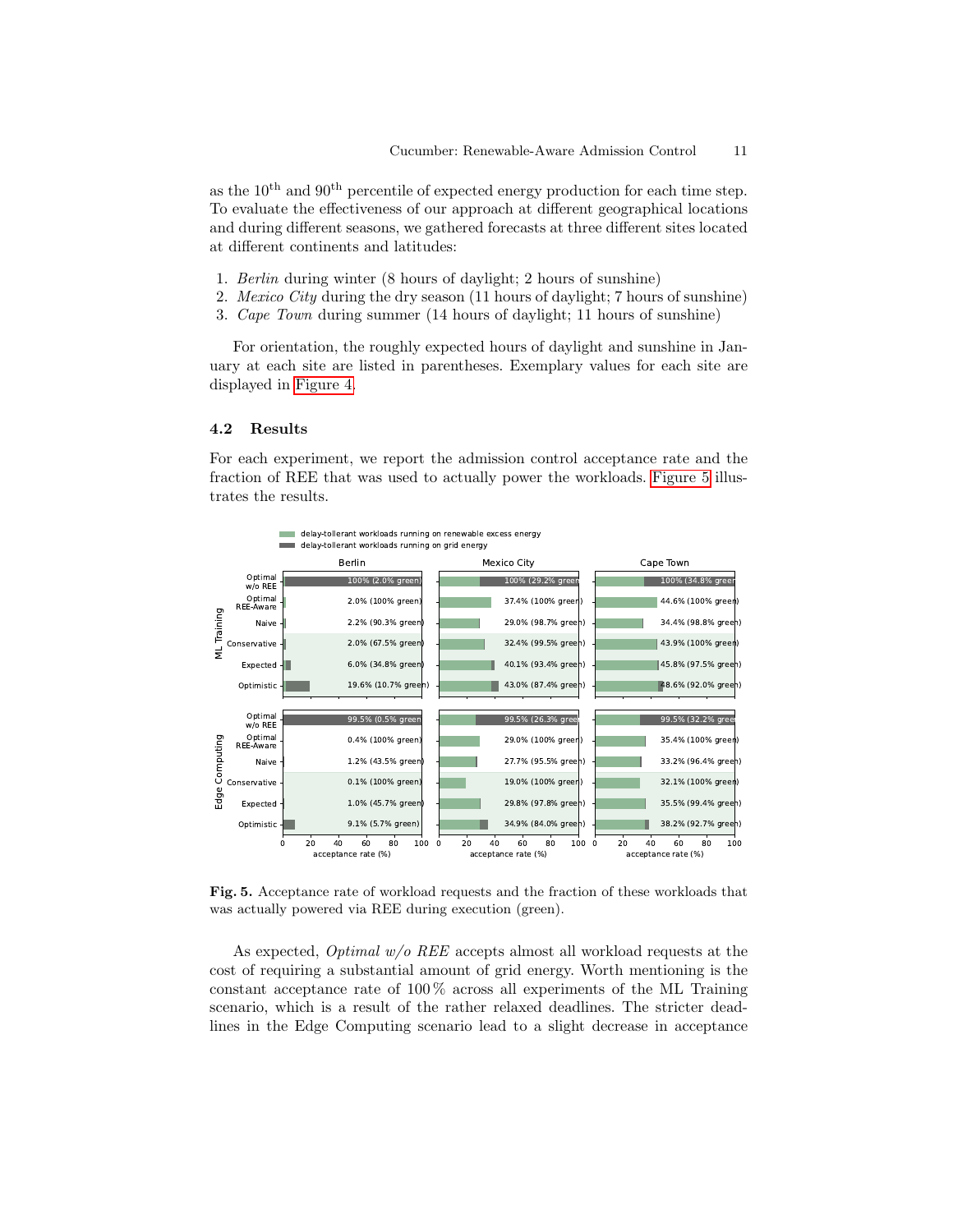as the $10^{th}$ and $90^{th}$ percentile of expected energy production for each time step. To evaluate the effectiveness of our approach at different geographical locations and during different seasons, we gathered forecasts at three different sites located at different continents and latitudes:

1. *Berlin* during winter (8 hours of daylight; 2 hours of sunshine)
2. *Mexico City* during the dry season (11 hours of daylight; 7 hours of sunshine)
3. *Cape Town* during summer (14 hours of daylight; 11 hours of sunshine)

For orientation, the roughly expected hours of daylight and sunshine in January at each site are listed in parentheses. Exemplary values for each site are displayed in Figure 4.

### 4.2 Results

For each experiment, we report the admission control acceptance rate and the fraction of REE that was used to actually power the workloads. Figure 5 illustrates the results.

| Scenario | Strategy | Berlin | Mexico City | Cape Town |
|---|---|---|---|---|
| ML Training | Optimal w/o REE | 100% (2.0% green) | 100% (29.2% green) | 100% (34.8% green) |
| ML Training | Optimal REE-Aware | 2.0% (100% green) | 37.4% (100% green) | 44.6% (100% green) |
| ML Training | Naive | 2.2% (90.3% green) | 29.0% (98.7% green) | 34.4% (98.8% green) |
| ML Training | Conservative | 2.0% (67.5% green) | 32.4% (99.5% green) | 43.9% (100% green) |
| ML Training | Expected | 6.0% (34.8% green) | 40.1% (93.4% green) | 45.8% (97.5% green) |
| ML Training | Optimistic | 19.6% (10.7% green) | 43.0% (87.4% green) | 48.6% (92.0% green) |
| Edge Computing | Optimal w/o REE | 99.5% (0.5% green) | 99.5% (26.3% green) | 99.5% (32.2% green) |
| Edge Computing | Optimal REE-Aware | 0.4% (100% green) | 29.0% (100% green) | 35.4% (100% green) |
| Edge Computing | Naive | 1.2% (43.5% green) | 27.7% (95.5% green) | 33.2% (96.4% green) |
| Edge Computing | Conservative | 0.1% (100% green) | 19.0% (100% green) | 32.1% (100% green) |
| Edge Computing | Expected | 1.0% (45.7% green) | 29.8% (97.8% green) | 35.5% (99.4% green) |
| Edge Computing | Optimistic | 9.1% (5.7% green) | 34.9% (84.0% green) | 38.2% (92.7% green) |

**Fig. 5.** Acceptance rate of workload requests and the fraction of these workloads that was actually powered via REE during execution (green).

As expected, *Optimal w/o REE* accepts almost all workload requests at the cost of requiring a substantial amount of grid energy. Worth mentioning is the constant acceptance rate of 100 % across all experiments of the ML Training scenario, which is a result of the rather relaxed deadlines. The stricter deadlines in the Edge Computing scenario lead to a slight decrease in acceptance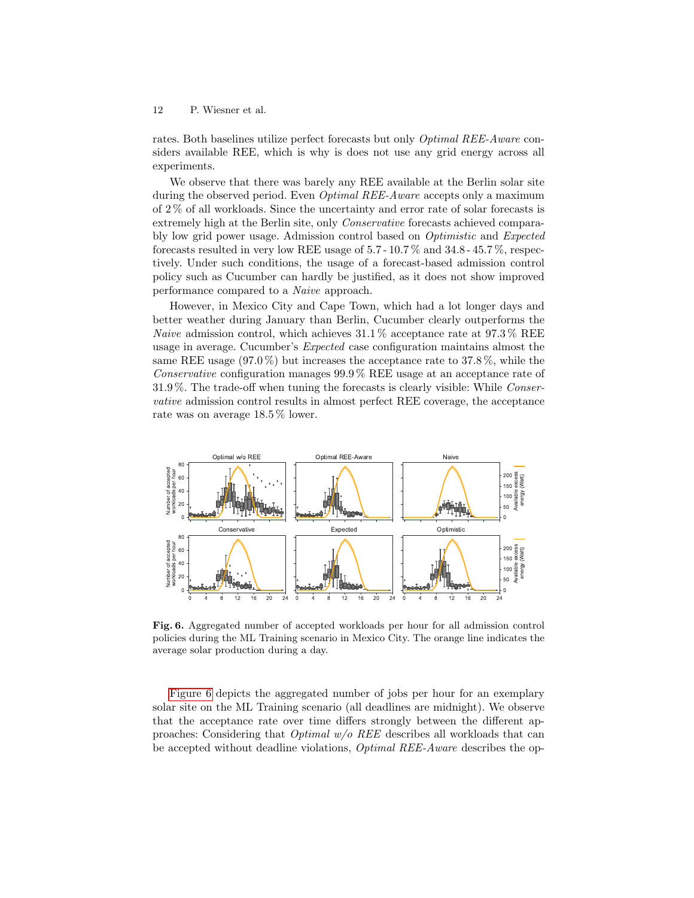rates. Both baselines utilize perfect forecasts but only *Optimal REE-Aware* considers available REE, which is why is does not use any grid energy across all experiments.

We observe that there was barely any REE available at the Berlin solar site during the observed period. Even *Optimal REE-Aware* accepts only a maximum of 2 % of all workloads. Since the uncertainty and error rate of solar forecasts is extremely high at the Berlin site, only *Conservative* forecasts achieved comparably low grid power usage. Admission control based on *Optimistic* and *Expected* forecasts resulted in very low REE usage of 5.7 - 10.7 % and 34.8 - 45.7 %, respectively. Under such conditions, the usage of a forecast-based admission control policy such as Cucumber can hardly be justified, as it does not show improved performance compared to a *Naive* approach.

However, in Mexico City and Cape Town, which had a lot longer days and better weather during January than Berlin, Cucumber clearly outperforms the *Naive* admission control, which achieves 31.1 % acceptance rate at 97.3 % REE usage in average. Cucumber's *Expected* case configuration maintains almost the same REE usage (97.0 %) but increases the acceptance rate to 37.8 %, while the *Conservative* configuration manages 99.9 % REE usage at an acceptance rate of 31.9 %. The trade-off when tuning the forecasts is clearly visible: While *Conservative* admission control results in almost perfect REE coverage, the acceptance rate was on average 18.5 % lower.

**Fig. 6.** Aggregated number of accepted workloads per hour for all admission control policies during the ML Training scenario in Mexico City. The orange line indicates the average solar production during a day.

Figure 6 depicts the aggregated number of jobs per hour for an exemplary solar site on the ML Training scenario (all deadlines are midnight). We observe that the acceptance rate over time differs strongly between the different approaches: Considering that *Optimal w/o REE* describes all workloads that can be accepted without deadline violations, *Optimal REE-Aware* describes the op-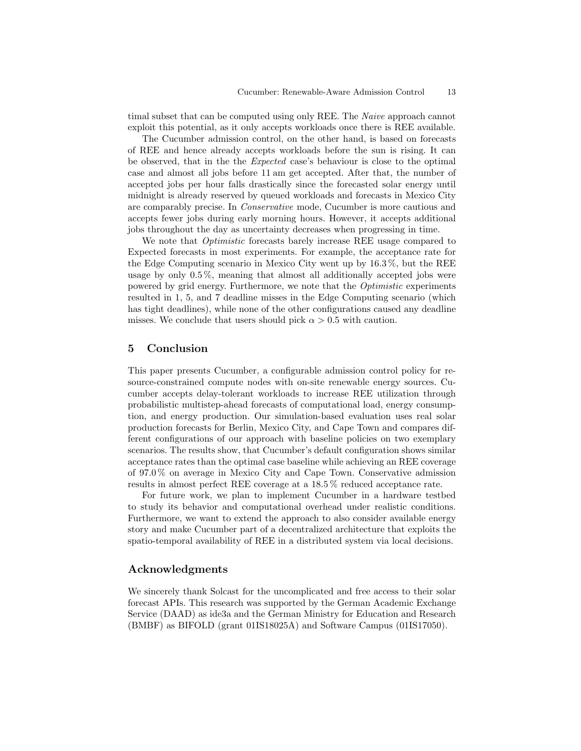timal subset that can be computed using only REE. The *Naive* approach cannot exploit this potential, as it only accepts workloads once there is REE available.

The Cucumber admission control, on the other hand, is based on forecasts of REE and hence already accepts workloads before the sun is rising. It can be observed, that in the the *Expected* case's behaviour is close to the optimal case and almost all jobs before 11 am get accepted. After that, the number of accepted jobs per hour falls drastically since the forecasted solar energy until midnight is already reserved by queued workloads and forecasts in Mexico City are comparably precise. In *Conservative* mode, Cucumber is more cautious and accepts fewer jobs during early morning hours. However, it accepts additional jobs throughout the day as uncertainty decreases when progressing in time.

We note that *Optimistic* forecasts barely increase REE usage compared to Expected forecasts in most experiments. For example, the acceptance rate for the Edge Computing scenario in Mexico City went up by 16.3 %, but the REE usage by only 0.5 %, meaning that almost all additionally accepted jobs were powered by grid energy. Furthermore, we note that the *Optimistic* experiments resulted in 1, 5, and 7 deadline misses in the Edge Computing scenario (which has tight deadlines), while none of the other configurations caused any deadline misses. We conclude that users should pick $\alpha > 0.5$ with caution.

## 5 Conclusion

This paper presents Cucumber, a configurable admission control policy for resource-constrained compute nodes with on-site renewable energy sources. Cucumber accepts delay-tolerant workloads to increase REE utilization through probabilistic multistep-ahead forecasts of computational load, energy consumption, and energy production. Our simulation-based evaluation uses real solar production forecasts for Berlin, Mexico City, and Cape Town and compares different configurations of our approach with baseline policies on two exemplary scenarios. The results show, that Cucumber's default configuration shows similar acceptance rates than the optimal case baseline while achieving an REE coverage of 97.0 % on average in Mexico City and Cape Town. Conservative admission results in almost perfect REE coverage at a 18.5 % reduced acceptance rate.

For future work, we plan to implement Cucumber in a hardware testbed to study its behavior and computational overhead under realistic conditions. Furthermore, we want to extend the approach to also consider available energy story and make Cucumber part of a decentralized architecture that exploits the spatio-temporal availability of REE in a distributed system via local decisions.

## Acknowledgments

We sincerely thank Solcast for the uncomplicated and free access to their solar forecast APIs. This research was supported by the German Academic Exchange Service (DAAD) as ide3a and the German Ministry for Education and Research (BMBF) as BIFOLD (grant 01IS18025A) and Software Campus (01IS17050).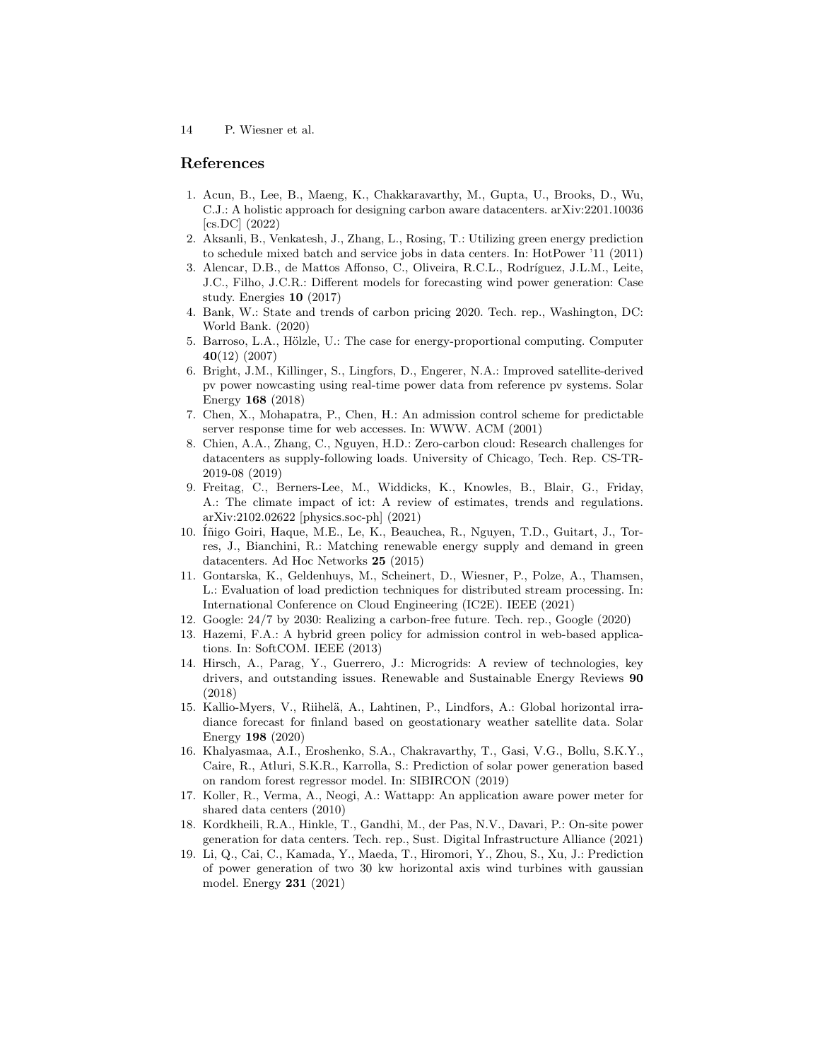## References

1. Acun, B., Lee, B., Maeng, K., Chakkaravarthy, M., Gupta, U., Brooks, D., Wu, C.J.: A holistic approach for designing carbon aware datacenters. arXiv:2201.10036 [cs.DC] (2022)
2. Aksanli, B., Venkatesh, J., Zhang, L., Rosing, T.: Utilizing green energy prediction to schedule mixed batch and service jobs in data centers. In: HotPower '11 (2011)
3. Alencar, D.B., de Mattos Affonso, C., Oliveira, R.C.L., Rodríguez, J.L.M., Leite, J.C., Filho, J.C.R.: Different models for forecasting wind power generation: Case study. Energies **10** (2017)
4. Bank, W.: State and trends of carbon pricing 2020. Tech. rep., Washington, DC: World Bank. (2020)
5. Barroso, L.A., Hölzle, U.: The case for energy-proportional computing. Computer **40**(12) (2007)
6. Bright, J.M., Killinger, S., Lingfors, D., Engerer, N.A.: Improved satellite-derived pv power nowcasting using real-time power data from reference pv systems. Solar Energy **168** (2018)
7. Chen, X., Mohapatra, P., Chen, H.: An admission control scheme for predictable server response time for web accesses. In: WWW. ACM (2001)
8. Chien, A.A., Zhang, C., Nguyen, H.D.: Zero-carbon cloud: Research challenges for datacenters as supply-following loads. University of Chicago, Tech. Rep. CS-TR-2019-08 (2019)
9. Freitag, C., Berners-Lee, M., Widdicks, K., Knowles, B., Blair, G., Friday, A.: The climate impact of ict: A review of estimates, trends and regulations. arXiv:2102.02622 [physics.soc-ph] (2021)
10. Íñigo Goiri, Haque, M.E., Le, K., Beauchea, R., Nguyen, T.D., Guitart, J., Torres, J., Bianchini, R.: Matching renewable energy supply and demand in green datacenters. Ad Hoc Networks **25** (2015)
11. Gontarska, K., Geldenhuys, M., Scheinert, D., Wiesner, P., Polze, A., Thamsen, L.: Evaluation of load prediction techniques for distributed stream processing. In: International Conference on Cloud Engineering (IC2E). IEEE (2021)
12. Google: 24/7 by 2030: Realizing a carbon-free future. Tech. rep., Google (2020)
13. Hazemi, F.A.: A hybrid green policy for admission control in web-based applications. In: SoftCOM. IEEE (2013)
14. Hirsch, A., Parag, Y., Guerrero, J.: Microgrids: A review of technologies, key drivers, and outstanding issues. Renewable and Sustainable Energy Reviews **90** (2018)
15. Kallio-Myers, V., Riihelä, A., Lahtinen, P., Lindfors, A.: Global horizontal irradiance forecast for finland based on geostationary weather satellite data. Solar Energy **198** (2020)
16. Khalyasmaa, A.I., Eroshenko, S.A., Chakravarthy, T., Gasi, V.G., Bollu, S.K.Y., Caire, R., Atluri, S.K.R., Karrolla, S.: Prediction of solar power generation based on random forest regressor model. In: SIBIRCON (2019)
17. Koller, R., Verma, A., Neogi, A.: Wattapp: An application aware power meter for shared data centers (2010)
18. Kordkheili, R.A., Hinkle, T., Gandhi, M., der Pas, N.V., Davari, P.: On-site power generation for data centers. Tech. rep., Sust. Digital Infrastructure Alliance (2021)
19. Li, Q., Cai, C., Kamada, Y., Maeda, T., Hiromori, Y., Zhou, S., Xu, J.: Prediction of power generation of two 30 kw horizontal axis wind turbines with gaussian model. Energy **231** (2021)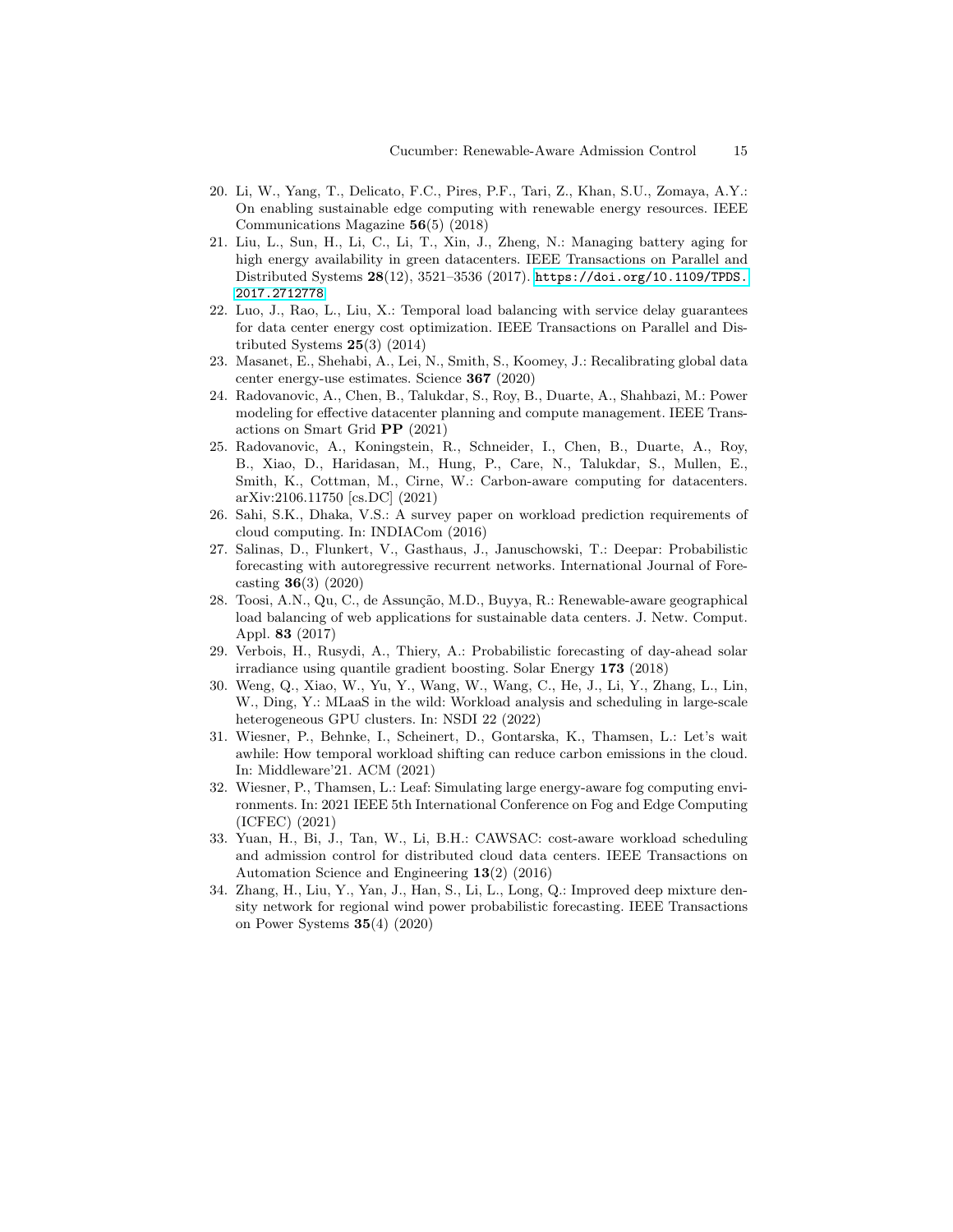20. Li, W., Yang, T., Delicato, F.C., Pires, P.F., Tari, Z., Khan, S.U., Zomaya, A.Y.: On enabling sustainable edge computing with renewable energy resources. IEEE Communications Magazine **56**(5) (2018)
21. Liu, L., Sun, H., Li, C., Li, T., Xin, J., Zheng, N.: Managing battery aging for high energy availability in green datacenters. IEEE Transactions on Parallel and Distributed Systems **28**(12), 3521–3536 (2017). https://doi.org/10.1109/TPDS.2017.2712778
22. Luo, J., Rao, L., Liu, X.: Temporal load balancing with service delay guarantees for data center energy cost optimization. IEEE Transactions on Parallel and Distributed Systems **25**(3) (2014)
23. Masanet, E., Shehabi, A., Lei, N., Smith, S., Koomey, J.: Recalibrating global data center energy-use estimates. Science **367** (2020)
24. Radovanovic, A., Chen, B., Talukdar, S., Roy, B., Duarte, A., Shahbazi, M.: Power modeling for effective datacenter planning and compute management. IEEE Transactions on Smart Grid **PP** (2021)
25. Radovanovic, A., Koningstein, R., Schneider, I., Chen, B., Duarte, A., Roy, B., Xiao, D., Haridasan, M., Hung, P., Care, N., Talukdar, S., Mullen, E., Smith, K., Cottman, M., Cirne, W.: Carbon-aware computing for datacenters. arXiv:2106.11750 [cs.DC] (2021)
26. Sahi, S.K., Dhaka, V.S.: A survey paper on workload prediction requirements of cloud computing. In: INDIACom (2016)
27. Salinas, D., Flunkert, V., Gasthaus, J., Januschowski, T.: Deepar: Probabilistic forecasting with autoregressive recurrent networks. International Journal of Forecasting **36**(3) (2020)
28. Toosi, A.N., Qu, C., de Assunção, M.D., Buyya, R.: Renewable-aware geographical load balancing of web applications for sustainable data centers. J. Netw. Comput. Appl. **83** (2017)
29. Verbois, H., Rusydi, A., Thiery, A.: Probabilistic forecasting of day-ahead solar irradiance using quantile gradient boosting. Solar Energy **173** (2018)
30. Weng, Q., Xiao, W., Yu, Y., Wang, W., Wang, C., He, J., Li, Y., Zhang, L., Lin, W., Ding, Y.: MLaaS in the wild: Workload analysis and scheduling in large-scale heterogeneous GPU clusters. In: NSDI 22 (2022)
31. Wiesner, P., Behnke, I., Scheinert, D., Gontarska, K., Thamsen, L.: Let's wait awhile: How temporal workload shifting can reduce carbon emissions in the cloud. In: Middleware'21. ACM (2021)
32. Wiesner, P., Thamsen, L.: Leaf: Simulating large energy-aware fog computing environments. In: 2021 IEEE 5th International Conference on Fog and Edge Computing (ICFEC) (2021)
33. Yuan, H., Bi, J., Tan, W., Li, B.H.: CAWSAC: cost-aware workload scheduling and admission control for distributed cloud data centers. IEEE Transactions on Automation Science and Engineering **13**(2) (2016)
34. Zhang, H., Liu, Y., Yan, J., Han, S., Li, L., Long, Q.: Improved deep mixture density network for regional wind power probabilistic forecasting. IEEE Transactions on Power Systems **35**(4) (2020)